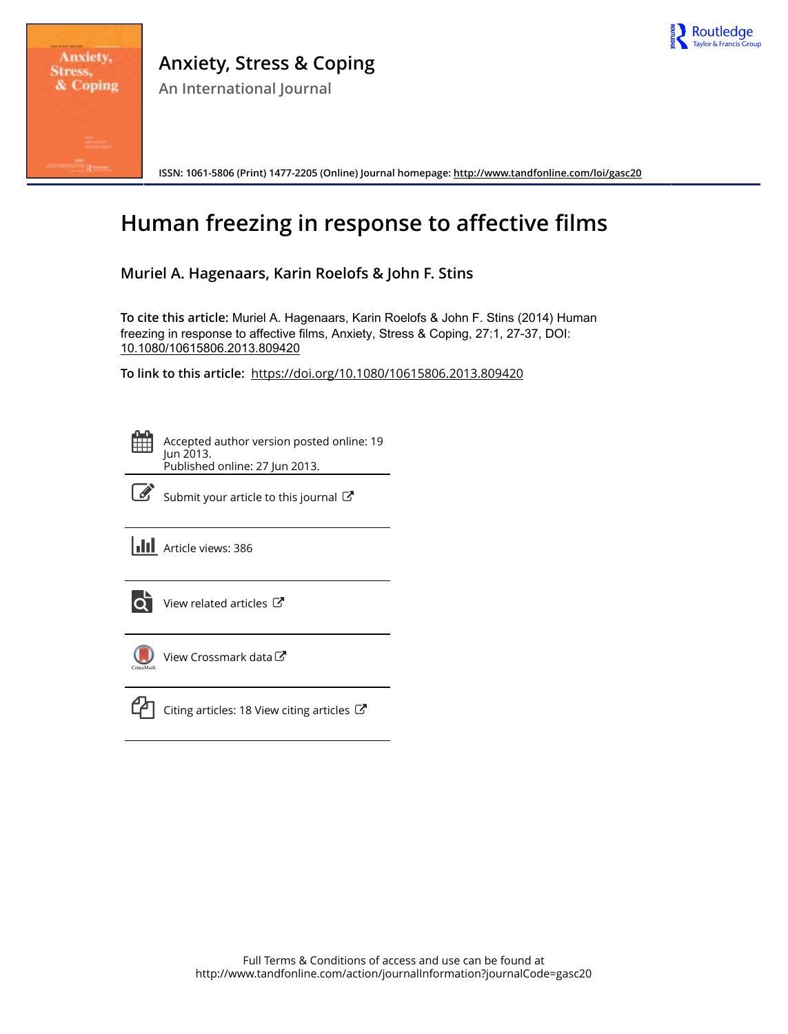# Anxiety, Stress & Coping

An International Journal

ISSN: 1061-5806 (Print) 1477-2205 (Online) Journal homepage: http://www.tandfonline.com/loi/gasc20

# Human freezing in response to affective films

**Muriel A. Hagenaars, Karin Roelofs & John F. Stins**

**To cite this article:** Muriel A. Hagenaars, Karin Roelofs & John F. Stins (2014) Human freezing in response to affective films, Anxiety, Stress & Coping, 27:1, 27-37, DOI: 10.1080/10615806.2013.809420

**To link to this article:** https://doi.org/10.1080/10615806.2013.809420

Accepted author version posted online: 19 Jun 2013.
Published online: 27 Jun 2013.

Submit your article to this journal

Article views: 386

View related articles

View Crossmark data

Citing articles: 18 View citing articles

Full Terms & Conditions of access and use can be found at
http://www.tandfonline.com/action/journalInformation?journalCode=gasc20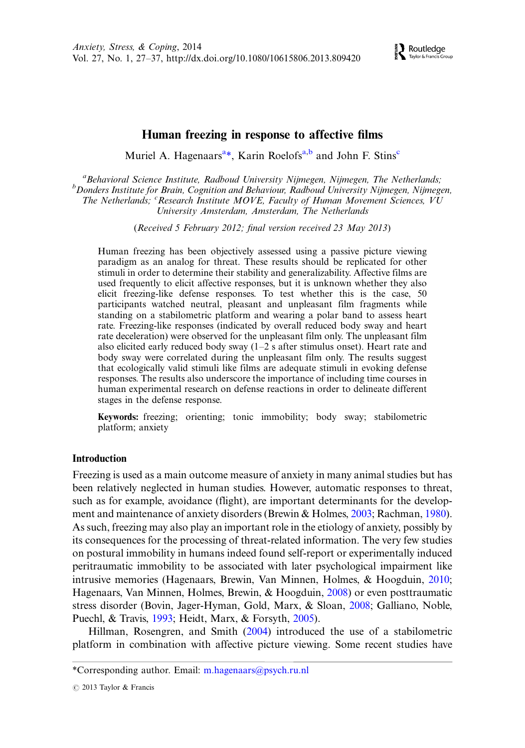# Human freezing in response to affective films

Muriel A. Hagenaars[a*], Karin Roelofs[a,b] and John F. Stins[c]

[a]*Behavioral Science Institute, Radboud University Nijmegen, Nijmegen, The Netherlands;* [b]*Donders Institute for Brain, Cognition and Behaviour, Radboud University Nijmegen, Nijmegen, The Netherlands;* [c]*Research Institute MOVE, Faculty of Human Movement Sciences, VU University Amsterdam, Amsterdam, The Netherlands*

(*Received 5 February 2012; final version received 23 May 2013*)

Human freezing has been objectively assessed using a passive picture viewing paradigm as an analog for threat. These results should be replicated for other stimuli in order to determine their stability and generalizability. Affective films are used frequently to elicit affective responses, but it is unknown whether they also elicit freezing-like defense responses. To test whether this is the case, 50 participants watched neutral, pleasant and unpleasant film fragments while standing on a stabilometric platform and wearing a polar band to assess heart rate. Freezing-like responses (indicated by overall reduced body sway and heart rate deceleration) were observed for the unpleasant film only. The unpleasant film also elicited early reduced body sway (1–2 s after stimulus onset). Heart rate and body sway were correlated during the unpleasant film only. The results suggest that ecologically valid stimuli like films are adequate stimuli in evoking defense responses. The results also underscore the importance of including time courses in human experimental research on defense reactions in order to delineate different stages in the defense response.

**Keywords:** freezing; orienting; tonic immobility; body sway; stabilometric platform; anxiety

## Introduction

Freezing is used as a main outcome measure of anxiety in many animal studies but has been relatively neglected in human studies. However, automatic responses to threat, such as for example, avoidance (flight), are important determinants for the development and maintenance of anxiety disorders (Brewin & Holmes, 2003; Rachman, 1980). As such, freezing may also play an important role in the etiology of anxiety, possibly by its consequences for the processing of threat-related information. The very few studies on postural immobility in humans indeed found self-report or experimentally induced peritraumatic immobility to be associated with later psychological impairment like intrusive memories (Hagenaars, Brewin, Van Minnen, Holmes, & Hoogduin, 2010; Hagenaars, Van Minnen, Holmes, Brewin, & Hoogduin, 2008) or even posttraumatic stress disorder (Bovin, Jager-Hyman, Gold, Marx, & Sloan, 2008; Galliano, Noble, Puechl, & Travis, 1993; Heidt, Marx, & Forsyth, 2005).

Hillman, Rosengren, and Smith (2004) introduced the use of a stabilometric platform in combination with affective picture viewing. Some recent studies have

---

*Corresponding author. Email: m.hagenaars@psych.ru.nl

© 2013 Taylor & Francis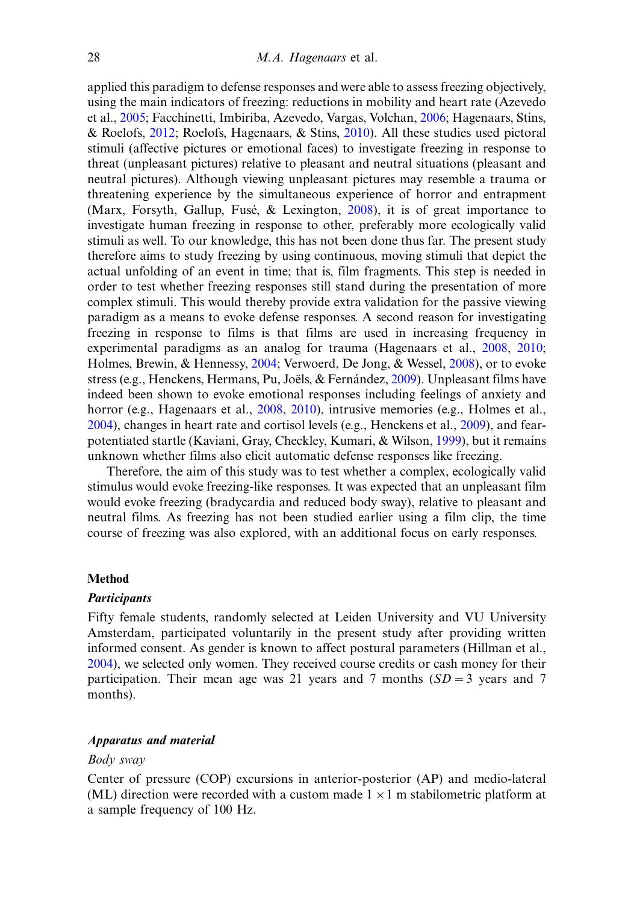applied this paradigm to defense responses and were able to assess freezing objectively, using the main indicators of freezing: reductions in mobility and heart rate (Azevedo et al., 2005; Facchinetti, Imbiriba, Azevedo, Vargas, Volchan, 2006; Hagenaars, Stins, & Roelofs, 2012; Roelofs, Hagenaars, & Stins, 2010). All these studies used pictoral stimuli (affective pictures or emotional faces) to investigate freezing in response to threat (unpleasant pictures) relative to pleasant and neutral situations (pleasant and neutral pictures). Although viewing unpleasant pictures may resemble a trauma or threatening experience by the simultaneous experience of horror and entrapment (Marx, Forsyth, Gallup, Fusé, & Lexington, 2008), it is of great importance to investigate human freezing in response to other, preferably more ecologically valid stimuli as well. To our knowledge, this has not been done thus far. The present study therefore aims to study freezing by using continuous, moving stimuli that depict the actual unfolding of an event in time; that is, film fragments. This step is needed in order to test whether freezing responses still stand during the presentation of more complex stimuli. This would thereby provide extra validation for the passive viewing paradigm as a means to evoke defense responses. A second reason for investigating freezing in response to films is that films are used in increasing frequency in experimental paradigms as an analog for trauma (Hagenaars et al., 2008, 2010; Holmes, Brewin, & Hennessy, 2004; Verwoerd, De Jong, & Wessel, 2008), or to evoke stress (e.g., Henckens, Hermans, Pu, Joëls, & Fernández, 2009). Unpleasant films have indeed been shown to evoke emotional responses including feelings of anxiety and horror (e.g., Hagenaars et al., 2008, 2010), intrusive memories (e.g., Holmes et al., 2004), changes in heart rate and cortisol levels (e.g., Henckens et al., 2009), and fear-potentiated startle (Kaviani, Gray, Checkley, Kumari, & Wilson, 1999), but it remains unknown whether films also elicit automatic defense responses like freezing.

Therefore, the aim of this study was to test whether a complex, ecologically valid stimulus would evoke freezing-like responses. It was expected that an unpleasant film would evoke freezing (bradycardia and reduced body sway), relative to pleasant and neutral films. As freezing has not been studied earlier using a film clip, the time course of freezing was also explored, with an additional focus on early responses.

## Method

### *Participants*

Fifty female students, randomly selected at Leiden University and VU University Amsterdam, participated voluntarily in the present study after providing written informed consent. As gender is known to affect postural parameters (Hillman et al., 2004), we selected only women. They received course credits or cash money for their participation. Their mean age was 21 years and 7 months ($SD = 3$ years and 7 months).

### *Apparatus and material*

*Body sway*

Center of pressure (COP) excursions in anterior-posterior (AP) and medio-lateral (ML) direction were recorded with a custom made $1 \times 1$ m stabilometric platform at a sample frequency of 100 Hz.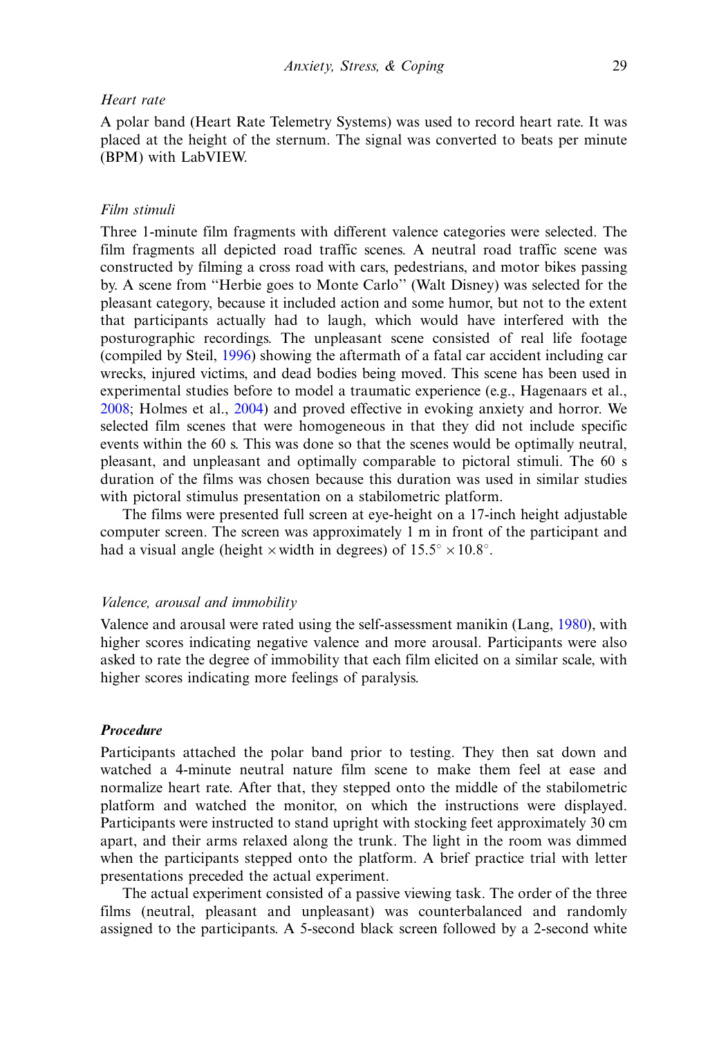*Heart rate*

A polar band (Heart Rate Telemetry Systems) was used to record heart rate. It was placed at the height of the sternum. The signal was converted to beats per minute (BPM) with LabVIEW.

*Film stimuli*

Three 1-minute film fragments with different valence categories were selected. The film fragments all depicted road traffic scenes. A neutral road traffic scene was constructed by filming a cross road with cars, pedestrians, and motor bikes passing by. A scene from "Herbie goes to Monte Carlo" (Walt Disney) was selected for the pleasant category, because it included action and some humor, but not to the extent that participants actually had to laugh, which would have interfered with the posturographic recordings. The unpleasant scene consisted of real life footage (compiled by Steil, 1996) showing the aftermath of a fatal car accident including car wrecks, injured victims, and dead bodies being moved. This scene has been used in experimental studies before to model a traumatic experience (e.g., Hagenaars et al., 2008; Holmes et al., 2004) and proved effective in evoking anxiety and horror. We selected film scenes that were homogeneous in that they did not include specific events within the 60 s. This was done so that the scenes would be optimally neutral, pleasant, and unpleasant and optimally comparable to pictoral stimuli. The 60 s duration of the films was chosen because this duration was used in similar studies with pictoral stimulus presentation on a stabilometric platform.

The films were presented full screen at eye-height on a 17-inch height adjustable computer screen. The screen was approximately 1 m in front of the participant and had a visual angle (height $\times$ width in degrees) of $15.5^{\circ} \times 10.8^{\circ}$.

*Valence, arousal and immobility*

Valence and arousal were rated using the self-assessment manikin (Lang, 1980), with higher scores indicating negative valence and more arousal. Participants were also asked to rate the degree of immobility that each film elicited on a similar scale, with higher scores indicating more feelings of paralysis.

***Procedure***

Participants attached the polar band prior to testing. They then sat down and watched a 4-minute neutral nature film scene to make them feel at ease and normalize heart rate. After that, they stepped onto the middle of the stabilometric platform and watched the monitor, on which the instructions were displayed. Participants were instructed to stand upright with stocking feet approximately 30 cm apart, and their arms relaxed along the trunk. The light in the room was dimmed when the participants stepped onto the platform. A brief practice trial with letter presentations preceded the actual experiment.

The actual experiment consisted of a passive viewing task. The order of the three films (neutral, pleasant and unpleasant) was counterbalanced and randomly assigned to the participants. A 5-second black screen followed by a 2-second white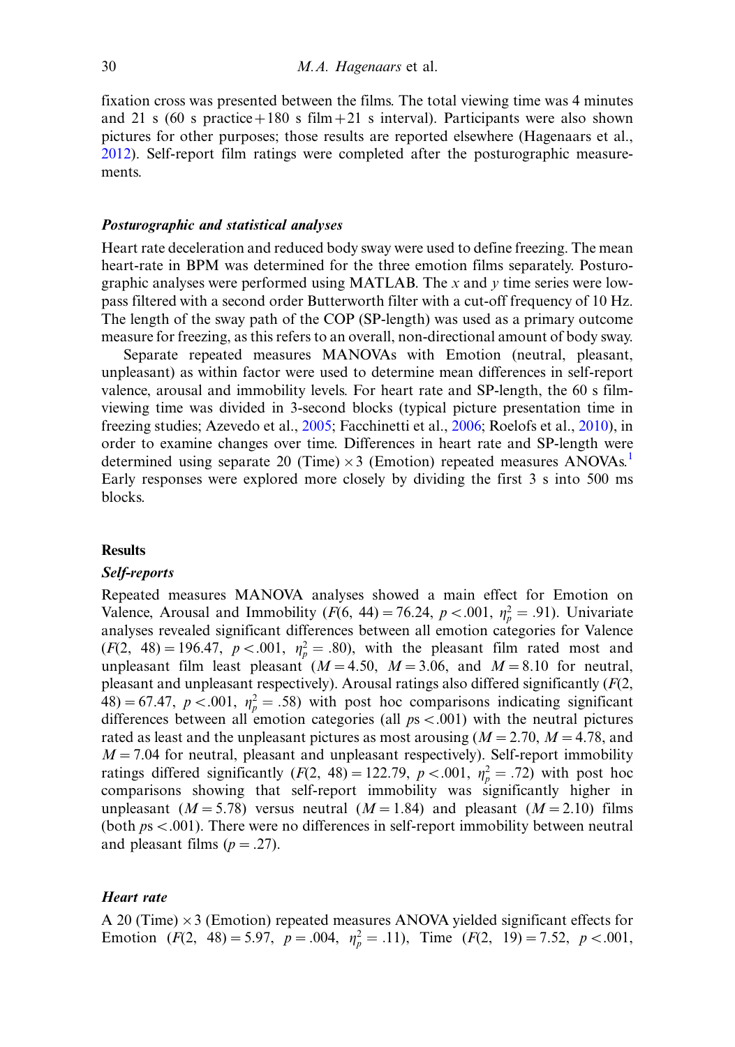fixation cross was presented between the films. The total viewing time was 4 minutes and 21 s (60 s practice + 180 s film + 21 s interval). Participants were also shown pictures for other purposes; those results are reported elsewhere (Hagenaars et al., 2012). Self-report film ratings were completed after the posturographic measurements.

### *Posturographic and statistical analyses*

Heart rate deceleration and reduced body sway were used to define freezing. The mean heart-rate in BPM was determined for the three emotion films separately. Posturographic analyses were performed using MATLAB. The $x$ and $y$ time series were low-pass filtered with a second order Butterworth filter with a cut-off frequency of 10 Hz. The length of the sway path of the COP (SP-length) was used as a primary outcome measure for freezing, as this refers to an overall, non-directional amount of body sway.

Separate repeated measures MANOVAs with Emotion (neutral, pleasant, unpleasant) as within factor were used to determine mean differences in self-report valence, arousal and immobility levels. For heart rate and SP-length, the 60 s film-viewing time was divided in 3-second blocks (typical picture presentation time in freezing studies; Azevedo et al., 2005; Facchinetti et al., 2006; Roelofs et al., 2010), in order to examine changes over time. Differences in heart rate and SP-length were determined using separate 20 (Time) × 3 (Emotion) repeated measures ANOVAs.[1] Early responses were explored more closely by dividing the first 3 s into 500 ms blocks.

## Results

### *Self-reports*

Repeated measures MANOVA analyses showed a main effect for Emotion on Valence, Arousal and Immobility ($F(6,\ 44) = 76.24$, $p < .001$, $\eta_p^2 = .91$). Univariate analyses revealed significant differences between all emotion categories for Valence ($F(2,\ 48) = 196.47$, $p < .001$, $\eta_p^2 = .80$), with the pleasant film rated most and unpleasant film least pleasant ($M = 4.50$, $M = 3.06$, and $M = 8.10$ for neutral, pleasant and unpleasant respectively). Arousal ratings also differed significantly ($F(2,\ 48) = 67.47$, $p < .001$, $\eta_p^2 = .58$) with post hoc comparisons indicating significant differences between all emotion categories (all $p$s $< .001$) with the neutral pictures rated as least and the unpleasant pictures as most arousing ($M = 2.70$, $M = 4.78$, and $M = 7.04$ for neutral, pleasant and unpleasant respectively). Self-report immobility ratings differed significantly ($F(2,\ 48) = 122.79$, $p < .001$, $\eta_p^2 = .72$) with post hoc comparisons showing that self-report immobility was significantly higher in unpleasant ($M = 5.78$) versus neutral ($M = 1.84$) and pleasant ($M = 2.10$) films (both $p$s $< .001$). There were no differences in self-report immobility between neutral and pleasant films ($p = .27$).

### *Heart rate*

A 20 (Time) × 3 (Emotion) repeated measures ANOVA yielded significant effects for Emotion ($F(2,\ 48) = 5.97$, $p = .004$, $\eta_p^2 = .11$), Time ($F(2,\ 19) = 7.52$, $p < .001$,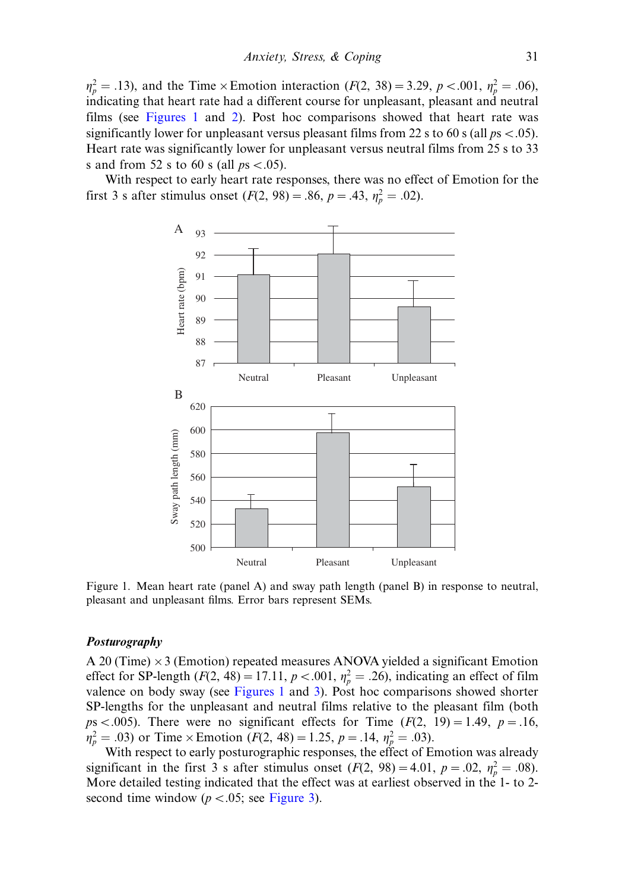$\eta_p^2 = .13$), and the Time × Emotion interaction ($F(2, 38) = 3.29$, $p < .001$, $\eta_p^2 = .06$), indicating that heart rate had a different course for unpleasant, pleasant and neutral films (see Figures 1 and 2). Post hoc comparisons showed that heart rate was significantly lower for unpleasant versus pleasant films from 22 s to 60 s (all $ps < .05$). Heart rate was significantly lower for unpleasant versus neutral films from 25 s to 33 s and from 52 s to 60 s (all $ps < .05$).

With respect to early heart rate responses, there was no effect of Emotion for the first 3 s after stimulus onset ($F(2, 98) = .86$, $p = .43$, $\eta_p^2 = .02$).

Figure 1. Mean heart rate (panel A) and sway path length (panel B) in response to neutral, pleasant and unpleasant films. Error bars represent SEMs.

### *Posturography*

A 20 (Time) × 3 (Emotion) repeated measures ANOVA yielded a significant Emotion effect for SP-length ($F(2, 48) = 17.11$, $p < .001$, $\eta_p^2 = .26$), indicating an effect of film valence on body sway (see Figures 1 and 3). Post hoc comparisons showed shorter SP-lengths for the unpleasant and neutral films relative to the pleasant film (both $ps < .005$). There were no significant effects for Time ($F(2, 19) = 1.49$, $p = .16$, $\eta_p^2 = .03$) or Time × Emotion ($F(2, 48) = 1.25$, $p = .14$, $\eta_p^2 = .03$).

With respect to early posturographic responses, the effect of Emotion was already significant in the first 3 s after stimulus onset ($F(2, 98) = 4.01$, $p = .02$, $\eta_p^2 = .08$). More detailed testing indicated that the effect was at earliest observed in the 1- to 2-second time window ($p < .05$; see Figure 3).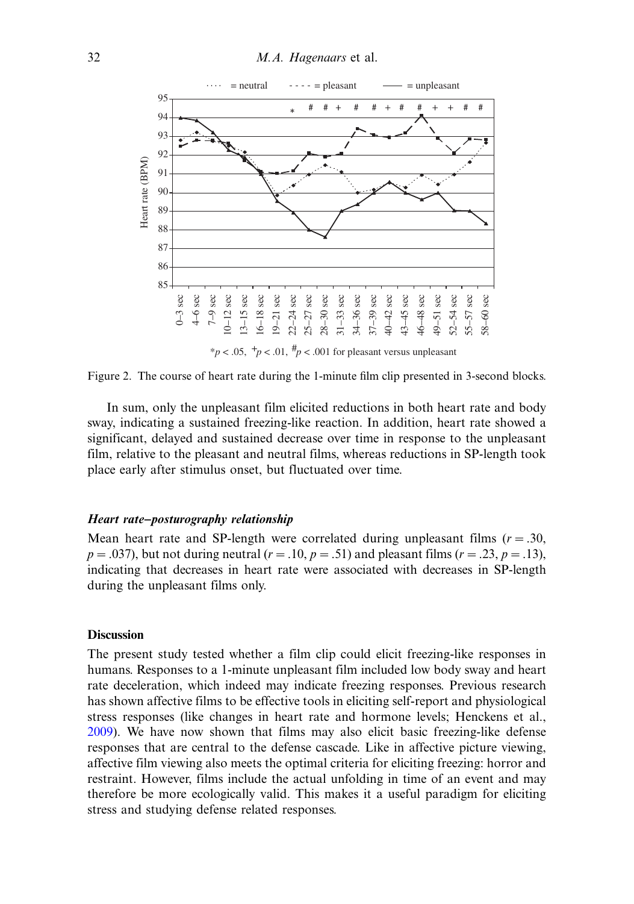Figure 2. The course of heart rate during the 1-minute film clip presented in 3-second blocks.

In sum, only the unpleasant film elicited reductions in both heart rate and body sway, indicating a sustained freezing-like reaction. In addition, heart rate showed a significant, delayed and sustained decrease over time in response to the unpleasant film, relative to the pleasant and neutral films, whereas reductions in SP-length took place early after stimulus onset, but fluctuated over time.

### *Heart rate–posturography relationship*

Mean heart rate and SP-length were correlated during unpleasant films ($r = .30$, $p = .037$), but not during neutral ($r = .10$, $p = .51$) and pleasant films ($r = .23$, $p = .13$), indicating that decreases in heart rate were associated with decreases in SP-length during the unpleasant films only.

## Discussion

The present study tested whether a film clip could elicit freezing-like responses in humans. Responses to a 1-minute unpleasant film included low body sway and heart rate deceleration, which indeed may indicate freezing responses. Previous research has shown affective films to be effective tools in eliciting self-report and physiological stress responses (like changes in heart rate and hormone levels; Henckens et al., 2009). We have now shown that films may also elicit basic freezing-like defense responses that are central to the defense cascade. Like in affective picture viewing, affective film viewing also meets the optimal criteria for eliciting freezing: horror and restraint. However, films include the actual unfolding in time of an event and may therefore be more ecologically valid. This makes it a useful paradigm for eliciting stress and studying defense related responses.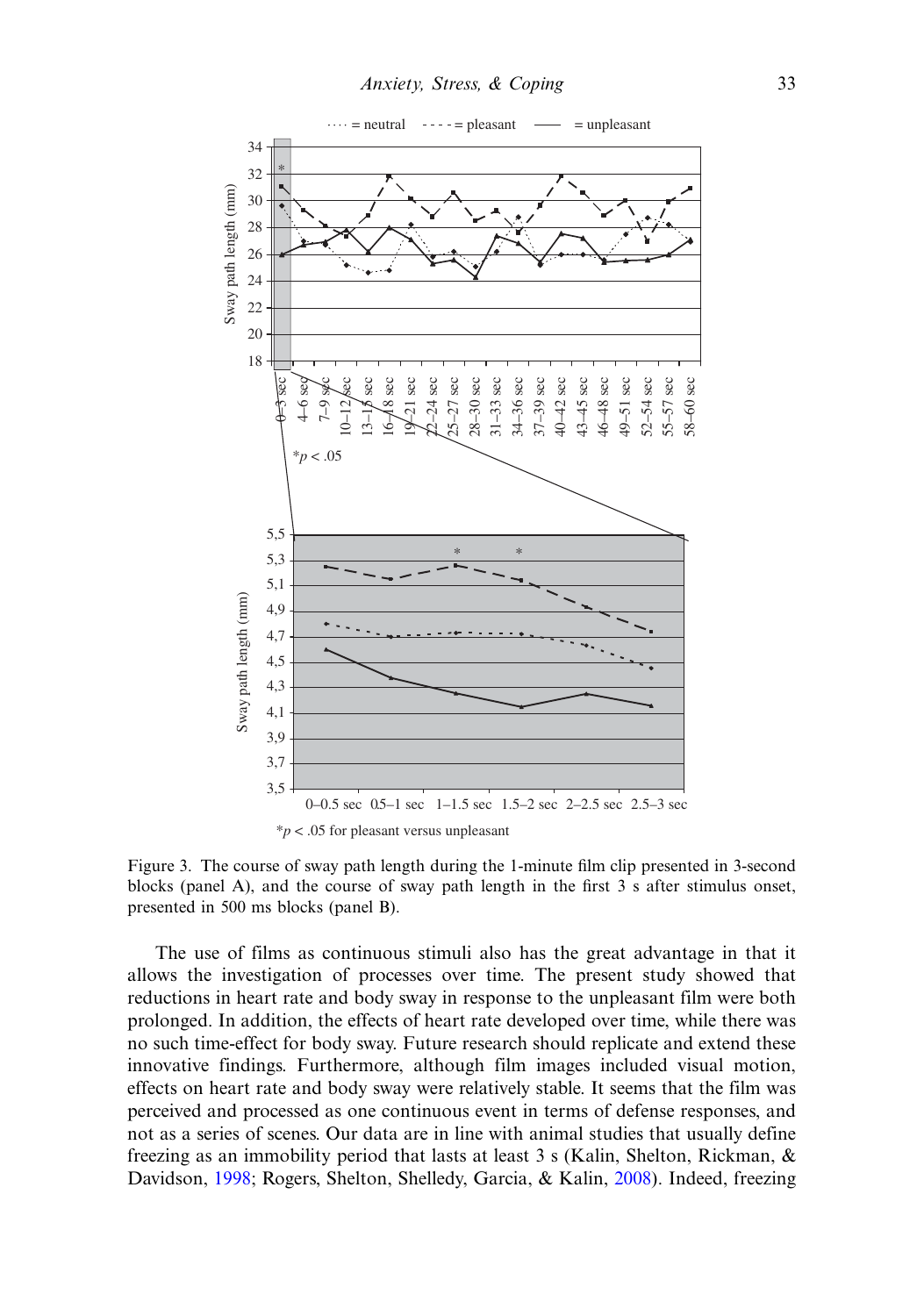Figure 3. The course of sway path length during the 1-minute film clip presented in 3-second blocks (panel A), and the course of sway path length in the first 3 s after stimulus onset, presented in 500 ms blocks (panel B).

The use of films as continuous stimuli also has the great advantage in that it allows the investigation of processes over time. The present study showed that reductions in heart rate and body sway in response to the unpleasant film were both prolonged. In addition, the effects of heart rate developed over time, while there was no such time-effect for body sway. Future research should replicate and extend these innovative findings. Furthermore, although film images included visual motion, effects on heart rate and body sway were relatively stable. It seems that the film was perceived and processed as one continuous event in terms of defense responses, and not as a series of scenes. Our data are in line with animal studies that usually define freezing as an immobility period that lasts at least 3 s (Kalin, Shelton, Rickman, & Davidson, 1998; Rogers, Shelton, Shelledy, Garcia, & Kalin, 2008). Indeed, freezing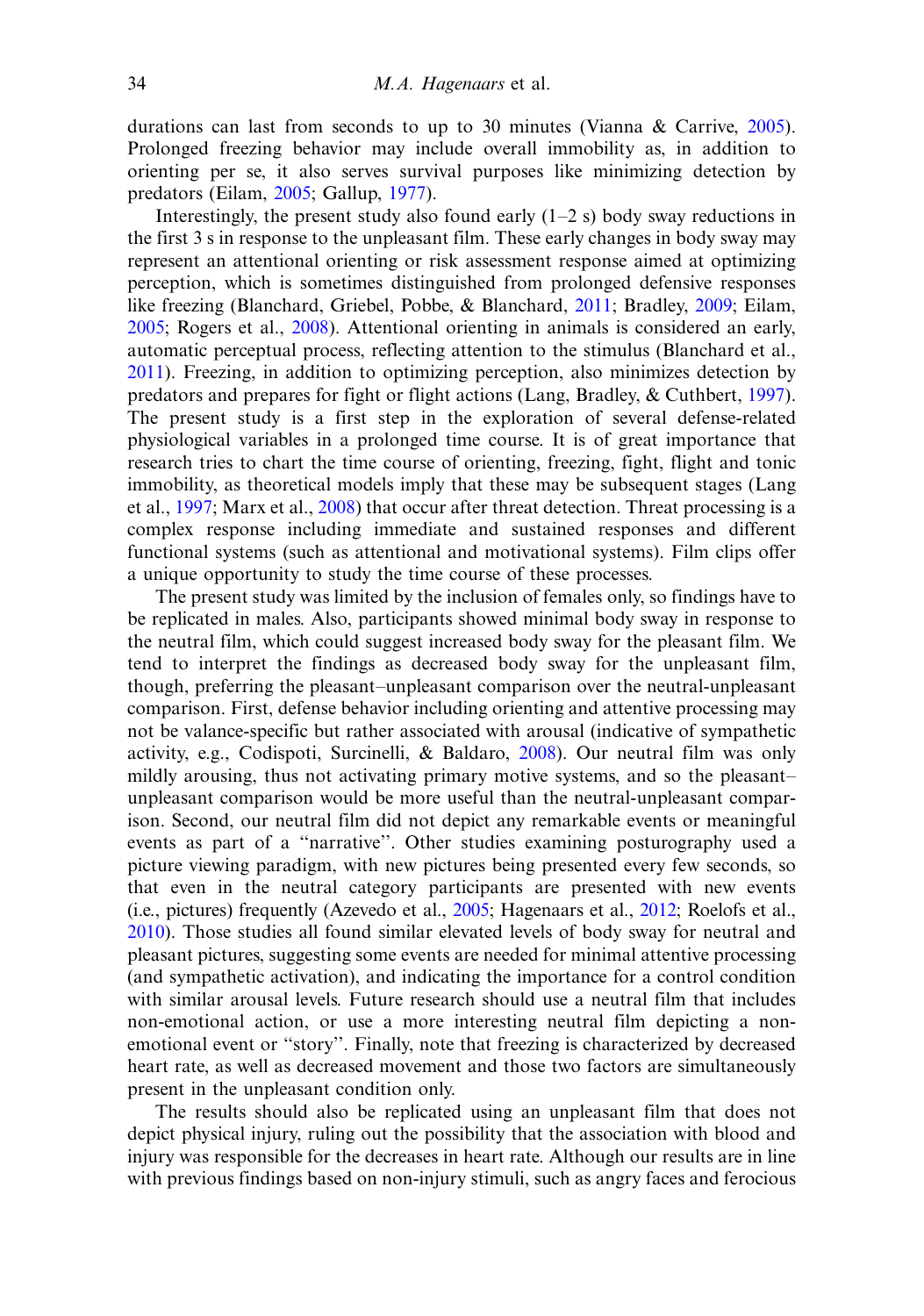durations can last from seconds to up to 30 minutes (Vianna & Carrive, 2005). Prolonged freezing behavior may include overall immobility as, in addition to orienting per se, it also serves survival purposes like minimizing detection by predators (Eilam, 2005; Gallup, 1977).

Interestingly, the present study also found early (1–2 s) body sway reductions in the first 3 s in response to the unpleasant film. These early changes in body sway may represent an attentional orienting or risk assessment response aimed at optimizing perception, which is sometimes distinguished from prolonged defensive responses like freezing (Blanchard, Griebel, Pobbe, & Blanchard, 2011; Bradley, 2009; Eilam, 2005; Rogers et al., 2008). Attentional orienting in animals is considered an early, automatic perceptual process, reflecting attention to the stimulus (Blanchard et al., 2011). Freezing, in addition to optimizing perception, also minimizes detection by predators and prepares for fight or flight actions (Lang, Bradley, & Cuthbert, 1997). The present study is a first step in the exploration of several defense-related physiological variables in a prolonged time course. It is of great importance that research tries to chart the time course of orienting, freezing, fight, flight and tonic immobility, as theoretical models imply that these may be subsequent stages (Lang et al., 1997; Marx et al., 2008) that occur after threat detection. Threat processing is a complex response including immediate and sustained responses and different functional systems (such as attentional and motivational systems). Film clips offer a unique opportunity to study the time course of these processes.

The present study was limited by the inclusion of females only, so findings have to be replicated in males. Also, participants showed minimal body sway in response to the neutral film, which could suggest increased body sway for the pleasant film. We tend to interpret the findings as decreased body sway for the unpleasant film, though, preferring the pleasant–unpleasant comparison over the neutral-unpleasant comparison. First, defense behavior including orienting and attentive processing may not be valance-specific but rather associated with arousal (indicative of sympathetic activity, e.g., Codispoti, Surcinelli, & Baldaro, 2008). Our neutral film was only mildly arousing, thus not activating primary motive systems, and so the pleasant–unpleasant comparison would be more useful than the neutral-unpleasant comparison. Second, our neutral film did not depict any remarkable events or meaningful events as part of a "narrative". Other studies examining posturography used a picture viewing paradigm, with new pictures being presented every few seconds, so that even in the neutral category participants are presented with new events (i.e., pictures) frequently (Azevedo et al., 2005; Hagenaars et al., 2012; Roelofs et al., 2010). Those studies all found similar elevated levels of body sway for neutral and pleasant pictures, suggesting some events are needed for minimal attentive processing (and sympathetic activation), and indicating the importance for a control condition with similar arousal levels. Future research should use a neutral film that includes non-emotional action, or use a more interesting neutral film depicting a non-emotional event or "story". Finally, note that freezing is characterized by decreased heart rate, as well as decreased movement and those two factors are simultaneously present in the unpleasant condition only.

The results should also be replicated using an unpleasant film that does not depict physical injury, ruling out the possibility that the association with blood and injury was responsible for the decreases in heart rate. Although our results are in line with previous findings based on non-injury stimuli, such as angry faces and ferocious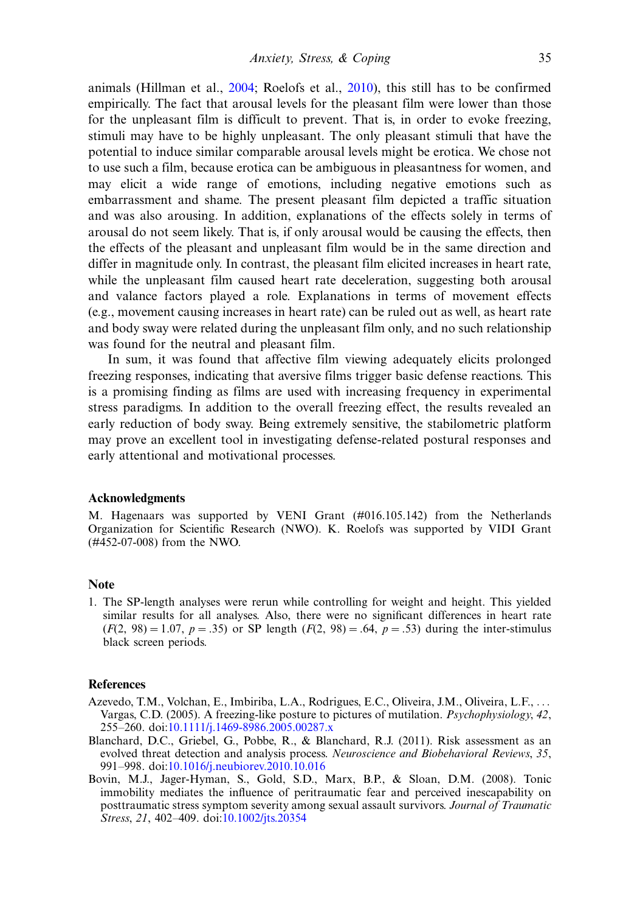animals (Hillman et al., 2004; Roelofs et al., 2010), this still has to be confirmed empirically. The fact that arousal levels for the pleasant film were lower than those for the unpleasant film is difficult to prevent. That is, in order to evoke freezing, stimuli may have to be highly unpleasant. The only pleasant stimuli that have the potential to induce similar comparable arousal levels might be erotica. We chose not to use such a film, because erotica can be ambiguous in pleasantness for women, and may elicit a wide range of emotions, including negative emotions such as embarrassment and shame. The present pleasant film depicted a traffic situation and was also arousing. In addition, explanations of the effects solely in terms of arousal do not seem likely. That is, if only arousal would be causing the effects, then the effects of the pleasant and unpleasant film would be in the same direction and differ in magnitude only. In contrast, the pleasant film elicited increases in heart rate, while the unpleasant film caused heart rate deceleration, suggesting both arousal and valance factors played a role. Explanations in terms of movement effects (e.g., movement causing increases in heart rate) can be ruled out as well, as heart rate and body sway were related during the unpleasant film only, and no such relationship was found for the neutral and pleasant film.

In sum, it was found that affective film viewing adequately elicits prolonged freezing responses, indicating that aversive films trigger basic defense reactions. This is a promising finding as films are used with increasing frequency in experimental stress paradigms. In addition to the overall freezing effect, the results revealed an early reduction of body sway. Being extremely sensitive, the stabilometric platform may prove an excellent tool in investigating defense-related postural responses and early attentional and motivational processes.

## Acknowledgments

M. Hagenaars was supported by VENI Grant (#016.105.142) from the Netherlands Organization for Scientific Research (NWO). K. Roelofs was supported by VIDI Grant (#452-07-008) from the NWO.

## Note

1. The SP-length analyses were rerun while controlling for weight and height. This yielded similar results for all analyses. Also, there were no significant differences in heart rate ($F(2, 98) = 1.07$, $p = .35$) or SP length ($F(2, 98) = .64$, $p = .53$) during the inter-stimulus black screen periods.

## References

Azevedo, T.M., Volchan, E., Imbiriba, L.A., Rodrigues, E.C., Oliveira, J.M., Oliveira, L.F., ... Vargas, C.D. (2005). A freezing-like posture to pictures of mutilation. *Psychophysiology*, *42*, 255–260. doi:10.1111/j.1469-8986.2005.00287.x

Blanchard, D.C., Griebel, G., Pobbe, R., & Blanchard, R.J. (2011). Risk assessment as an evolved threat detection and analysis process. *Neuroscience and Biobehavioral Reviews*, *35*, 991–998. doi:10.1016/j.neubiorev.2010.10.016

Bovin, M.J., Jager-Hyman, S., Gold, S.D., Marx, B.P., & Sloan, D.M. (2008). Tonic immobility mediates the influence of peritraumatic fear and perceived inescapability on posttraumatic stress symptom severity among sexual assault survivors. *Journal of Traumatic Stress*, *21*, 402–409. doi:10.1002/jts.20354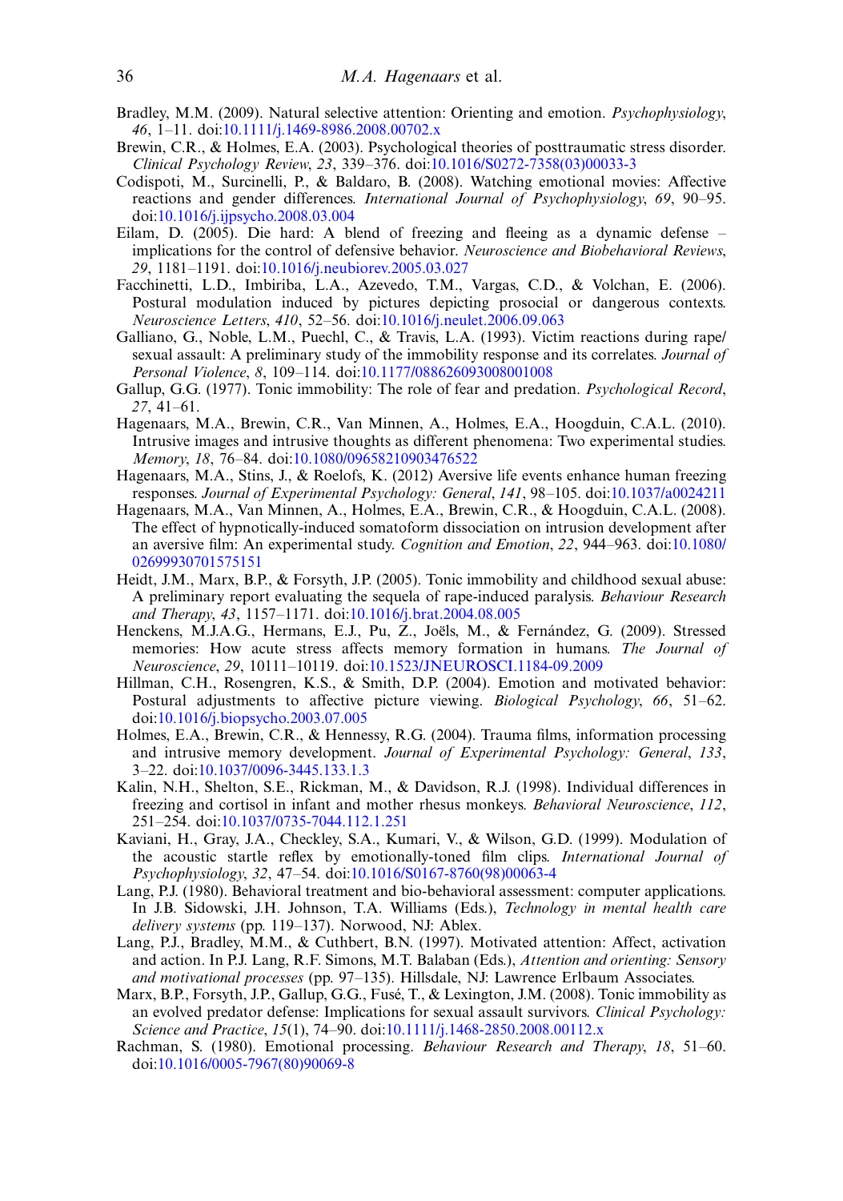Bradley, M.M. (2009). Natural selective attention: Orienting and emotion. *Psychophysiology*, *46*, 1–11. doi:10.1111/j.1469-8986.2008.00702.x

Brewin, C.R., & Holmes, E.A. (2003). Psychological theories of posttraumatic stress disorder. *Clinical Psychology Review*, *23*, 339–376. doi:10.1016/S0272-7358(03)00033-3

Codispoti, M., Surcinelli, P., & Baldaro, B. (2008). Watching emotional movies: Affective reactions and gender differences. *International Journal of Psychophysiology*, *69*, 90–95. doi:10.1016/j.ijpsycho.2008.03.004

Eilam, D. (2005). Die hard: A blend of freezing and fleeing as a dynamic defense – implications for the control of defensive behavior. *Neuroscience and Biobehavioral Reviews*, *29*, 1181–1191. doi:10.1016/j.neubiorev.2005.03.027

Facchinetti, L.D., Imbiriba, L.A., Azevedo, T.M., Vargas, C.D., & Volchan, E. (2006). Postural modulation induced by pictures depicting prosocial or dangerous contexts. *Neuroscience Letters*, *410*, 52–56. doi:10.1016/j.neulet.2006.09.063

Galliano, G., Noble, L.M., Puechl, C., & Travis, L.A. (1993). Victim reactions during rape/sexual assault: A preliminary study of the immobility response and its correlates. *Journal of Personal Violence*, *8*, 109–114. doi:10.1177/088626093008001008

Gallup, G.G. (1977). Tonic immobility: The role of fear and predation. *Psychological Record*, *27*, 41–61.

Hagenaars, M.A., Brewin, C.R., Van Minnen, A., Holmes, E.A., Hoogduin, C.A.L. (2010). Intrusive images and intrusive thoughts as different phenomena: Two experimental studies. *Memory*, *18*, 76–84. doi:10.1080/09658210903476522

Hagenaars, M.A., Stins, J., & Roelofs, K. (2012) Aversive life events enhance human freezing responses. *Journal of Experimental Psychology: General*, *141*, 98–105. doi:10.1037/a0024211

Hagenaars, M.A., Van Minnen, A., Holmes, E.A., Brewin, C.R., & Hoogduin, C.A.L. (2008). The effect of hypnotically-induced somatoform dissociation on intrusion development after an aversive film: An experimental study. *Cognition and Emotion*, *22*, 944–963. doi:10.1080/02699930701575151

Heidt, J.M., Marx, B.P., & Forsyth, J.P. (2005). Tonic immobility and childhood sexual abuse: A preliminary report evaluating the sequela of rape-induced paralysis. *Behaviour Research and Therapy*, *43*, 1157–1171. doi:10.1016/j.brat.2004.08.005

Henckens, M.J.A.G., Hermans, E.J., Pu, Z., Joëls, M., & Fernández, G. (2009). Stressed memories: How acute stress affects memory formation in humans. *The Journal of Neuroscience*, *29*, 10111–10119. doi:10.1523/JNEUROSCI.1184-09.2009

Hillman, C.H., Rosengren, K.S., & Smith, D.P. (2004). Emotion and motivated behavior: Postural adjustments to affective picture viewing. *Biological Psychology*, *66*, 51–62. doi:10.1016/j.biopsycho.2003.07.005

Holmes, E.A., Brewin, C.R., & Hennessy, R.G. (2004). Trauma films, information processing and intrusive memory development. *Journal of Experimental Psychology: General*, *133*, 3–22. doi:10.1037/0096-3445.133.1.3

Kalin, N.H., Shelton, S.E., Rickman, M., & Davidson, R.J. (1998). Individual differences in freezing and cortisol in infant and mother rhesus monkeys. *Behavioral Neuroscience*, *112*, 251–254. doi:10.1037/0735-7044.112.1.251

Kaviani, H., Gray, J.A., Checkley, S.A., Kumari, V., & Wilson, G.D. (1999). Modulation of the acoustic startle reflex by emotionally-toned film clips. *International Journal of Psychophysiology*, *32*, 47–54. doi:10.1016/S0167-8760(98)00063-4

Lang, P.J. (1980). Behavioral treatment and bio-behavioral assessment: computer applications. In J.B. Sidowski, J.H. Johnson, T.A. Williams (Eds.), *Technology in mental health care delivery systems* (pp. 119–137). Norwood, NJ: Ablex.

Lang, P.J., Bradley, M.M., & Cuthbert, B.N. (1997). Motivated attention: Affect, activation and action. In P.J. Lang, R.F. Simons, M.T. Balaban (Eds.), *Attention and orienting: Sensory and motivational processes* (pp. 97–135). Hillsdale, NJ: Lawrence Erlbaum Associates.

Marx, B.P., Forsyth, J.P., Gallup, G.G., Fusé, T., & Lexington, J.M. (2008). Tonic immobility as an evolved predator defense: Implications for sexual assault survivors. *Clinical Psychology: Science and Practice*, *15*(1), 74–90. doi:10.1111/j.1468-2850.2008.00112.x

Rachman, S. (1980). Emotional processing. *Behaviour Research and Therapy*, *18*, 51–60. doi:10.1016/0005-7967(80)90069-8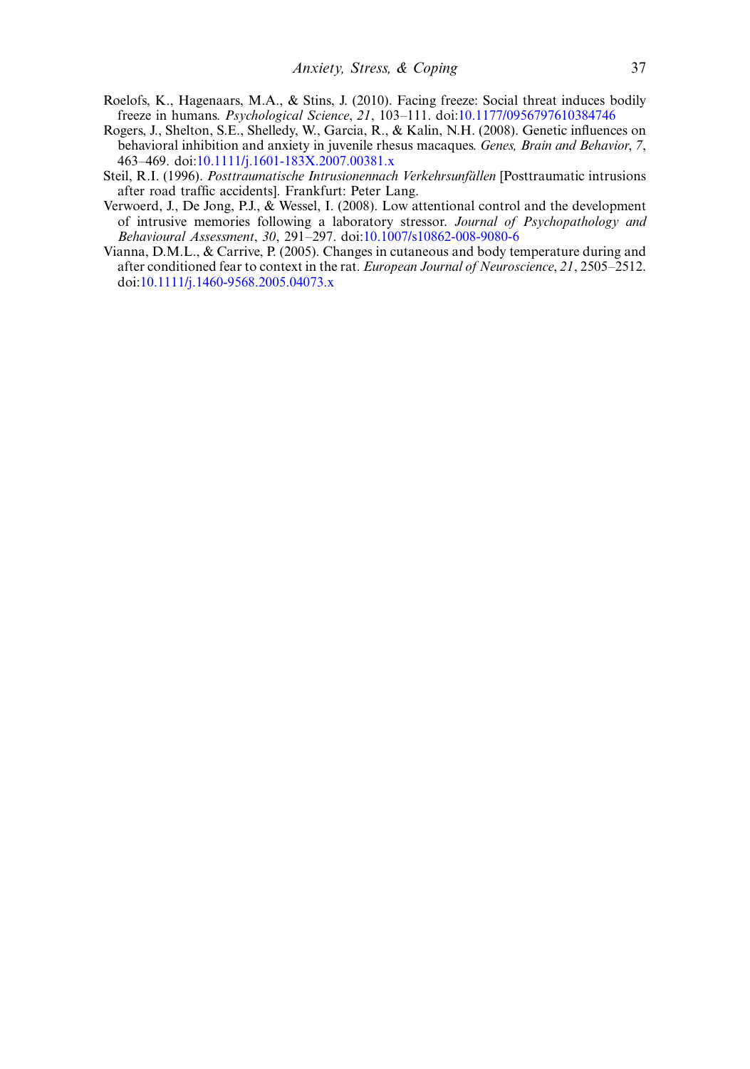Roelofs, K., Hagenaars, M.A., & Stins, J. (2010). Facing freeze: Social threat induces bodily freeze in humans. *Psychological Science*, *21*, 103–111. doi:10.1177/0956797610384746

Rogers, J., Shelton, S.E., Shelledy, W., Garcia, R., & Kalin, N.H. (2008). Genetic influences on behavioral inhibition and anxiety in juvenile rhesus macaques. *Genes, Brain and Behavior*, *7*, 463–469. doi:10.1111/j.1601-183X.2007.00381.x

Steil, R.I. (1996). *Posttraumatische Intrusionennach Verkehrsunfällen* [Posttraumatic intrusions after road traffic accidents]. Frankfurt: Peter Lang.

Verwoerd, J., De Jong, P.J., & Wessel, I. (2008). Low attentional control and the development of intrusive memories following a laboratory stressor. *Journal of Psychopathology and Behavioural Assessment*, *30*, 291–297. doi:10.1007/s10862-008-9080-6

Vianna, D.M.L., & Carrive, P. (2005). Changes in cutaneous and body temperature during and after conditioned fear to context in the rat. *European Journal of Neuroscience*, *21*, 2505–2512. doi:10.1111/j.1460-9568.2005.04073.x